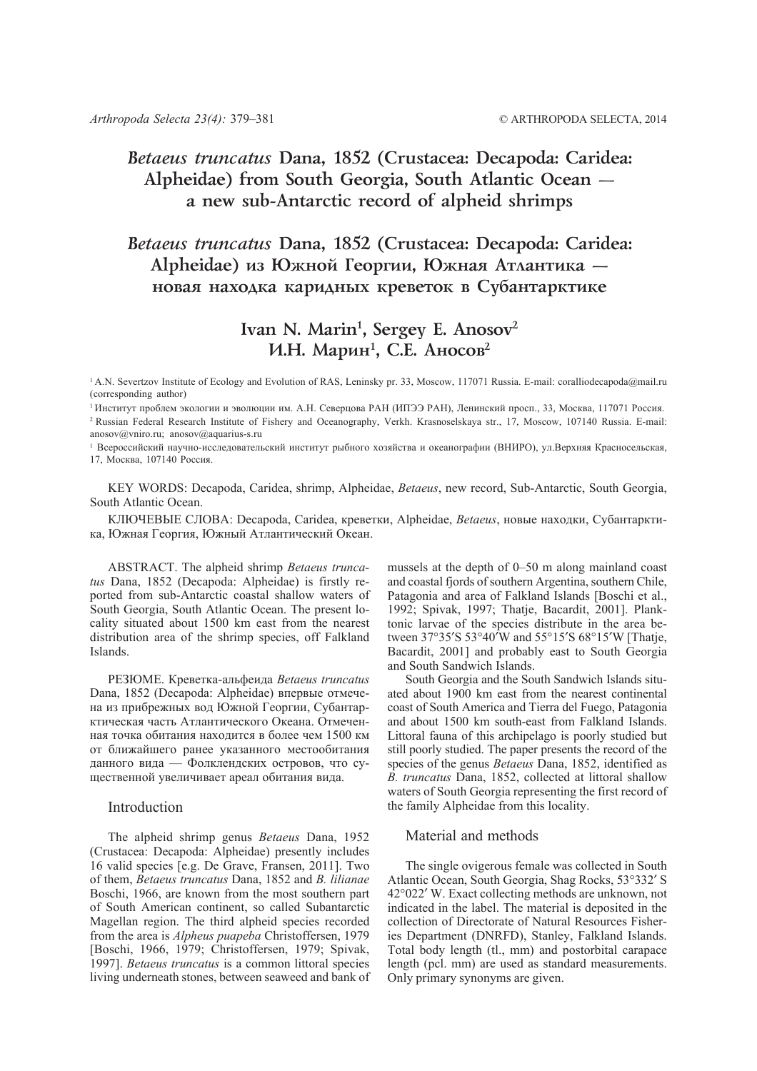# *Betaeus truncatus* Dana, 1852 (Crustacea: Decapoda: Caridea: Alpheidae) from South Georgia, South Atlantic Ocean — a new sub-Antarctic record of alpheid shrimps

# *Betaeus truncatus* Dana, 1852 (Crustacea: Decapoda: Caridea: Alpheidae) из Южной Георгии, Южная Атлантика — новая находка каридных креветок в Субантарктике

## Ivan N. Marin[1], Sergey E. Anosov[2]
## И.Н. Марин[1], С.Е. Аносов[2]

[1] A.N. Severtzov Institute of Ecology and Evolution of RAS, Leninsky pr. 33, Moscow, 117071 Russia. E-mail: coralliodecapoda@mail.ru (corresponding author)

[1] Институт проблем экологии и эволюции им. А.Н. Северцова РАН (ИПЭЭ РАН), Ленинский просп., 33, Москва, 117071 Россия.

[2] Russian Federal Research Institute of Fishery and Oceanography, Verkh. Krasnoselskaya str., 17, Moscow, 107140 Russia. E-mail: anosov@vniro.ru; anosov@aquarius-s.ru

[1] Всероссийский научно-исследовательский институт рыбного хозяйства и океанографии (ВНИРО), ул.Верхняя Красносельская, 17, Москва, 107140 Россия.

KEY WORDS: Decapoda, Caridea, shrimp, Alpheidae, *Betaeus*, new record, Sub-Antarctic, South Georgia, South Atlantic Ocean.

КЛЮЧЕВЫЕ СЛОВА: Decapoda, Caridea, креветки, Alpheidae, *Betaeus*, новые находки, Субантарктика, Южная Георгия, Южный Атлантический Океан.

ABSTRACT. The alpheid shrimp *Betaeus truncatus* Dana, 1852 (Decapoda: Alpheidae) is firstly reported from sub-Antarctic coastal shallow waters of South Georgia, South Atlantic Ocean. The present locality situated about 1500 km east from the nearest distribution area of the shrimp species, off Falkland Islands.

РЕЗЮМЕ. Креветка-альфеида *Betaeus truncatus* Dana, 1852 (Decapoda: Alpheidae) впервые отмечена из прибрежных вод Южной Георгии, Субантарктическая часть Атлантического Океана. Отмеченная точка обитания находится в более чем 1500 км от ближайшего ранее указанного местообитания данного вида — Фолклендских островов, что существенной увеличивает ареал обитания вида.

## Introduction

The alpheid shrimp genus *Betaeus* Dana, 1952 (Crustacea: Decapoda: Alpheidae) presently includes 16 valid species [e.g. De Grave, Fransen, 2011]. Two of them, *Betaeus truncatus* Dana, 1852 and *B. lilianae* Boschi, 1966, are known from the most southern part of South American continent, so called Subantarctic Magellan region. The third alpheid species recorded from the area is *Alpheus puapeba* Christoffersen, 1979 [Boschi, 1966, 1979; Christoffersen, 1979; Spivak, 1997]. *Betaeus truncatus* is a common littoral species living underneath stones, between seaweed and bank of mussels at the depth of 0–50 m along mainland coast and coastal fjords of southern Argentina, southern Chile, Patagonia and area of Falkland Islands [Boschi et al., 1992; Spivak, 1997; Thatje, Bacardit, 2001]. Planktonic larvae of the species distribute in the area between 37°35′S 53°40′W and 55°15′S 68°15′W [Thatje, Bacardit, 2001] and probably east to South Georgia and South Sandwich Islands.

South Georgia and the South Sandwich Islands situated about 1900 km east from the nearest continental coast of South America and Tierra del Fuego, Patagonia and about 1500 km south-east from Falkland Islands. Littoral fauna of this archipelago is poorly studied but still poorly studied. The paper presents the record of the species of the genus *Betaeus* Dana, 1852, identified as *B. truncatus* Dana, 1852, collected at littoral shallow waters of South Georgia representing the first record of the family Alpheidae from this locality.

## Material and methods

The single ovigerous female was collected in South Atlantic Ocean, South Georgia, Shag Rocks, 53°332′ S 42°022′ W. Exact collecting methods are unknown, not indicated in the label. The material is deposited in the collection of Directorate of Natural Resources Fisheries Department (DNRFD), Stanley, Falkland Islands. Total body length (tl., mm) and postorbital carapace length (pcl. mm) are used as standard measurements. Only primary synonyms are given.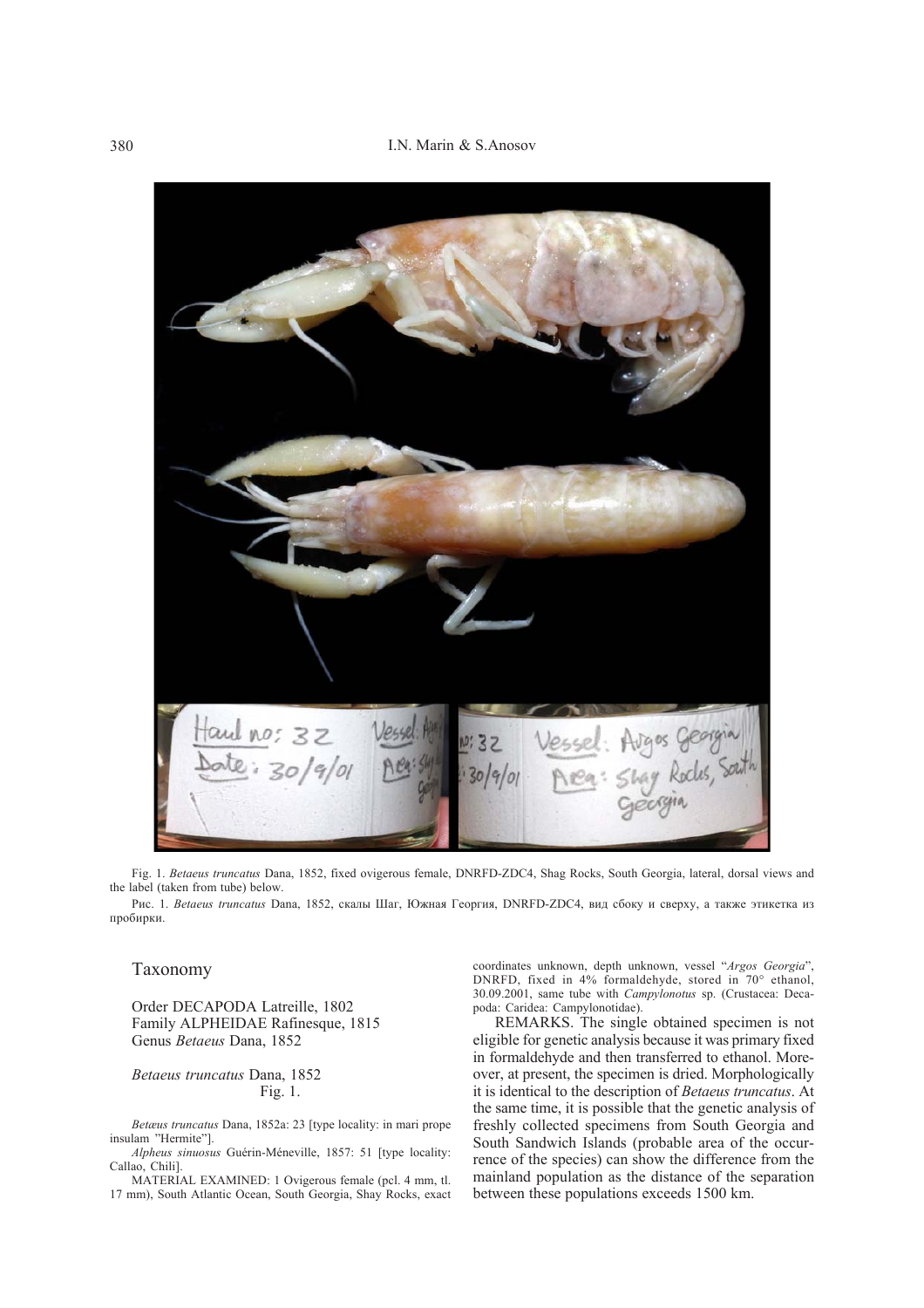Fig. 1. *Betaeus truncatus* Dana, 1852, fixed ovigerous female, DNRFD-ZDC4, Shag Rocks, South Georgia, lateral, dorsal views and the label (taken from tube) below.

Рис. 1. *Betaeus truncatus* Dana, 1852, скалы Шаг, Южная Георгия, DNRFD-ZDC4, вид сбоку и сверху, а также этикетка из пробирки.

## Taxonomy

Order DECAPODA Latreille, 1802
Family ALPHEIDAE Rafinesque, 1815
Genus *Betaeus* Dana, 1852

*Betaeus truncatus* Dana, 1852
Fig. 1.

*Betæus truncatus* Dana, 1852a: 23 [type locality: in mari prope insulam "Hermite"].

*Alpheus sinuosus* Guérin-Méneville, 1857: 51 [type locality: Callao, Chili].

MATERIAL EXAMINED: 1 Ovigerous female (pcl. 4 mm, tl. 17 mm), South Atlantic Ocean, South Georgia, Shay Rocks, exact coordinates unknown, depth unknown, vessel "*Argos Georgia*", DNRFD, fixed in 4% formaldehyde, stored in 70° ethanol, 30.09.2001, same tube with *Campylonotus* sp. (Crustacea: Decapoda: Caridea: Campylonotidae).

REMARKS. The single obtained specimen is not eligible for genetic analysis because it was primary fixed in formaldehyde and then transferred to ethanol. Moreover, at present, the specimen is dried. Morphologically it is identical to the description of *Betaeus truncatus*. At the same time, it is possible that the genetic analysis of freshly collected specimens from South Georgia and South Sandwich Islands (probable area of the occurrence of the species) can show the difference from the mainland population as the distance of the separation between these populations exceeds 1500 km.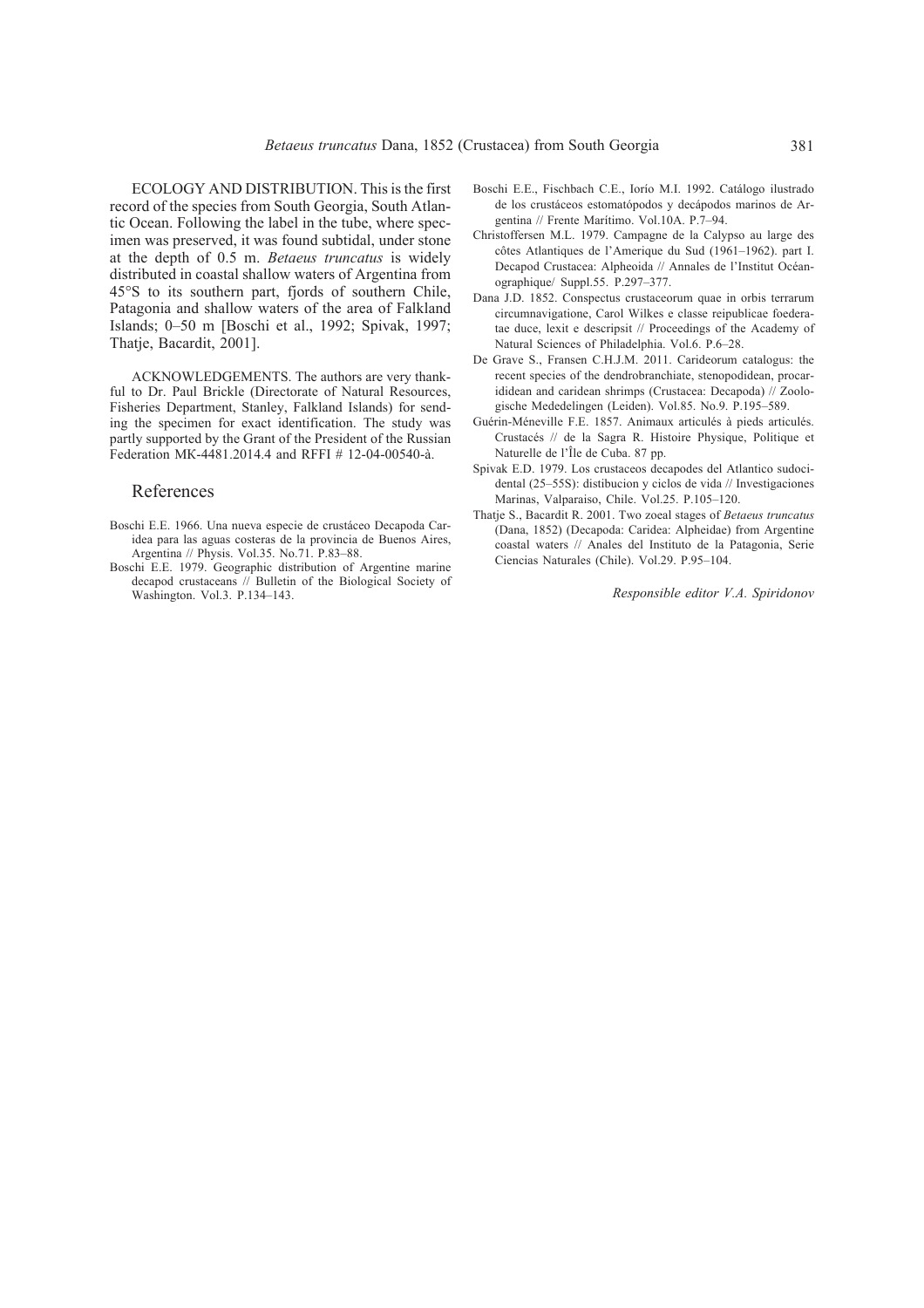ECOLOGY AND DISTRIBUTION. This is the first record of the species from South Georgia, South Atlantic Ocean. Following the label in the tube, where specimen was preserved, it was found subtidal, under stone at the depth of 0.5 m. *Betaeus truncatus* is widely distributed in coastal shallow waters of Argentina from 45°S to its southern part, fjords of southern Chile, Patagonia and shallow waters of the area of Falkland Islands; 0–50 m [Boschi et al., 1992; Spivak, 1997; Thatje, Bacardit, 2001].

ACKNOWLEDGEMENTS. The authors are very thankful to Dr. Paul Brickle (Directorate of Natural Resources, Fisheries Department, Stanley, Falkland Islands) for sending the specimen for exact identification. The study was partly supported by the Grant of the President of the Russian Federation MK-4481.2014.4 and RFFI # 12-04-00540-à.

## References

Boschi E.E. 1966. Una nueva especie de crustáceo Decapoda Caridea para las aguas costeras de la provincia de Buenos Aires, Argentina // Physis. Vol.35. No.71. P.83–88.

Boschi E.E. 1979. Geographic distribution of Argentine marine decapod crustaceans // Bulletin of the Biological Society of Washington. Vol.3. P.134–143.

Boschi E.E., Fischbach C.E., Iorío M.I. 1992. Catálogo ilustrado de los crustáceos estomatópodos y decápodos marinos de Argentina // Frente Marítimo. Vol.10A. P.7–94.

Christoffersen M.L. 1979. Campagne de la Calypso au large des côtes Atlantiques de l'Amerique du Sud (1961–1962). part I. Decapod Crustacea: Alpheoida // Annales de l'Institut Océanographique/ Suppl.55. P.297–377.

Dana J.D. 1852. Conspectus crustaceorum quae in orbis terrarum circumnavigatione, Carol Wilkes e classe reipublicae foederatae duce, lexit e descripsit // Proceedings of the Academy of Natural Sciences of Philadelphia. Vol.6. P.6–28.

De Grave S., Fransen C.H.J.M. 2011. Carideorum catalogus: the recent species of the dendrobranchiate, stenopodidean, procarididean and caridean shrimps (Crustacea: Decapoda) // Zoologische Mededelingen (Leiden). Vol.85. No.9. P.195–589.

Guérin-Méneville F.E. 1857. Animaux articulés à pieds articulés. Crustacés // de la Sagra R. Histoire Physique, Politique et Naturelle de l'Île de Cuba. 87 pp.

Spivak E.D. 1979. Los crustaceos decapodes del Atlantico sudocidental (25–55S): distibucion y ciclos de vida // Investigaciones Marinas, Valparaiso, Chile. Vol.25. P.105–120.

Thatje S., Bacardit R. 2001. Two zoeal stages of *Betaeus truncatus* (Dana, 1852) (Decapoda: Caridea: Alpheidae) from Argentine coastal waters // Anales del Instituto de la Patagonia, Serie Ciencias Naturales (Chile). Vol.29. P.95–104.

*Responsible editor V.A. Spiridonov*